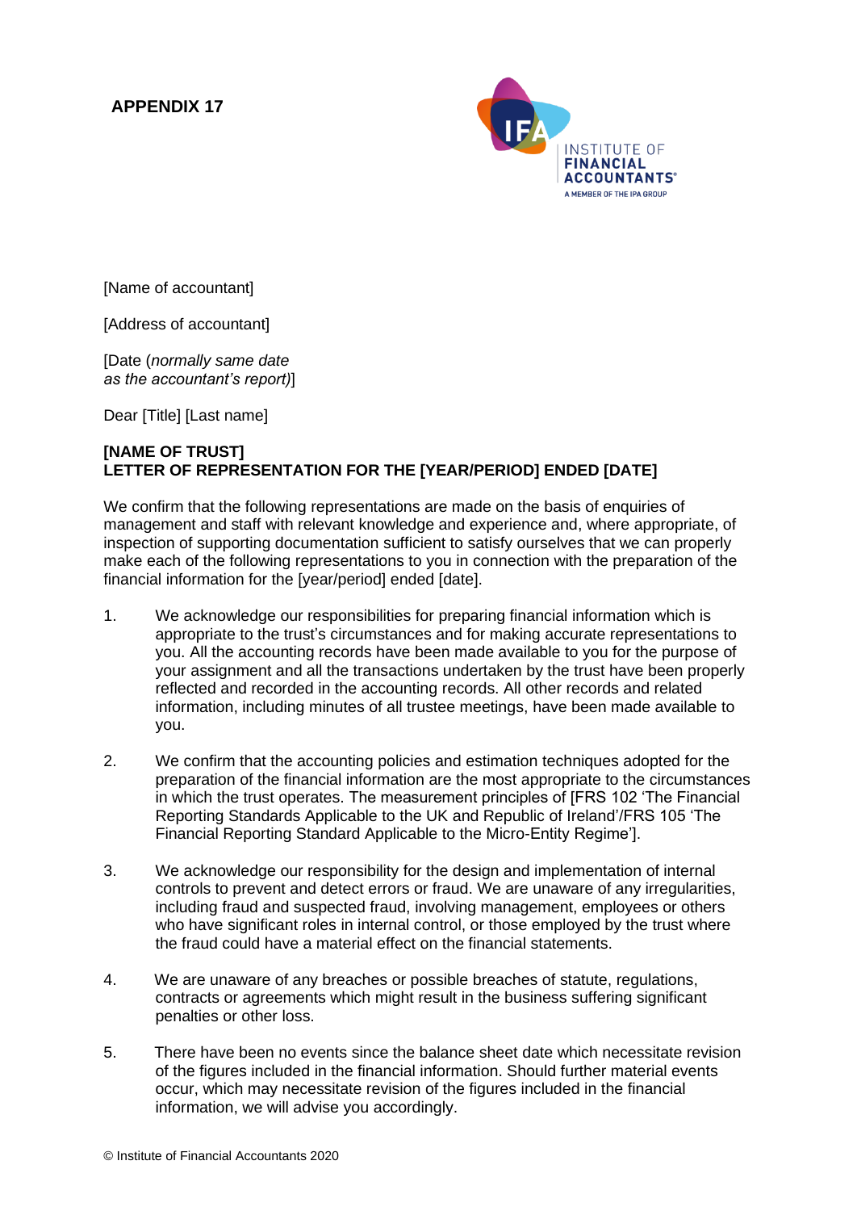**APPENDIX 17**

[Name of accountant]

[Address of accountant]

[Date (*normally same date as the accountant's report)*]

Dear [Title] [Last name]

**[NAME OF TRUST]**
**LETTER OF REPRESENTATION FOR THE [YEAR/PERIOD] ENDED [DATE]**

We confirm that the following representations are made on the basis of enquiries of management and staff with relevant knowledge and experience and, where appropriate, of inspection of supporting documentation sufficient to satisfy ourselves that we can properly make each of the following representations to you in connection with the preparation of the financial information for the [year/period] ended [date].

1. We acknowledge our responsibilities for preparing financial information which is appropriate to the trust's circumstances and for making accurate representations to you. All the accounting records have been made available to you for the purpose of your assignment and all the transactions undertaken by the trust have been properly reflected and recorded in the accounting records. All other records and related information, including minutes of all trustee meetings, have been made available to you.

2. We confirm that the accounting policies and estimation techniques adopted for the preparation of the financial information are the most appropriate to the circumstances in which the trust operates. The measurement principles of [FRS 102 'The Financial Reporting Standards Applicable to the UK and Republic of Ireland'/FRS 105 'The Financial Reporting Standard Applicable to the Micro-Entity Regime'].

3. We acknowledge our responsibility for the design and implementation of internal controls to prevent and detect errors or fraud. We are unaware of any irregularities, including fraud and suspected fraud, involving management, employees or others who have significant roles in internal control, or those employed by the trust where the fraud could have a material effect on the financial statements.

4. We are unaware of any breaches or possible breaches of statute, regulations, contracts or agreements which might result in the business suffering significant penalties or other loss.

5. There have been no events since the balance sheet date which necessitate revision of the figures included in the financial information. Should further material events occur, which may necessitate revision of the figures included in the financial information, we will advise you accordingly.

© Institute of Financial Accountants 2020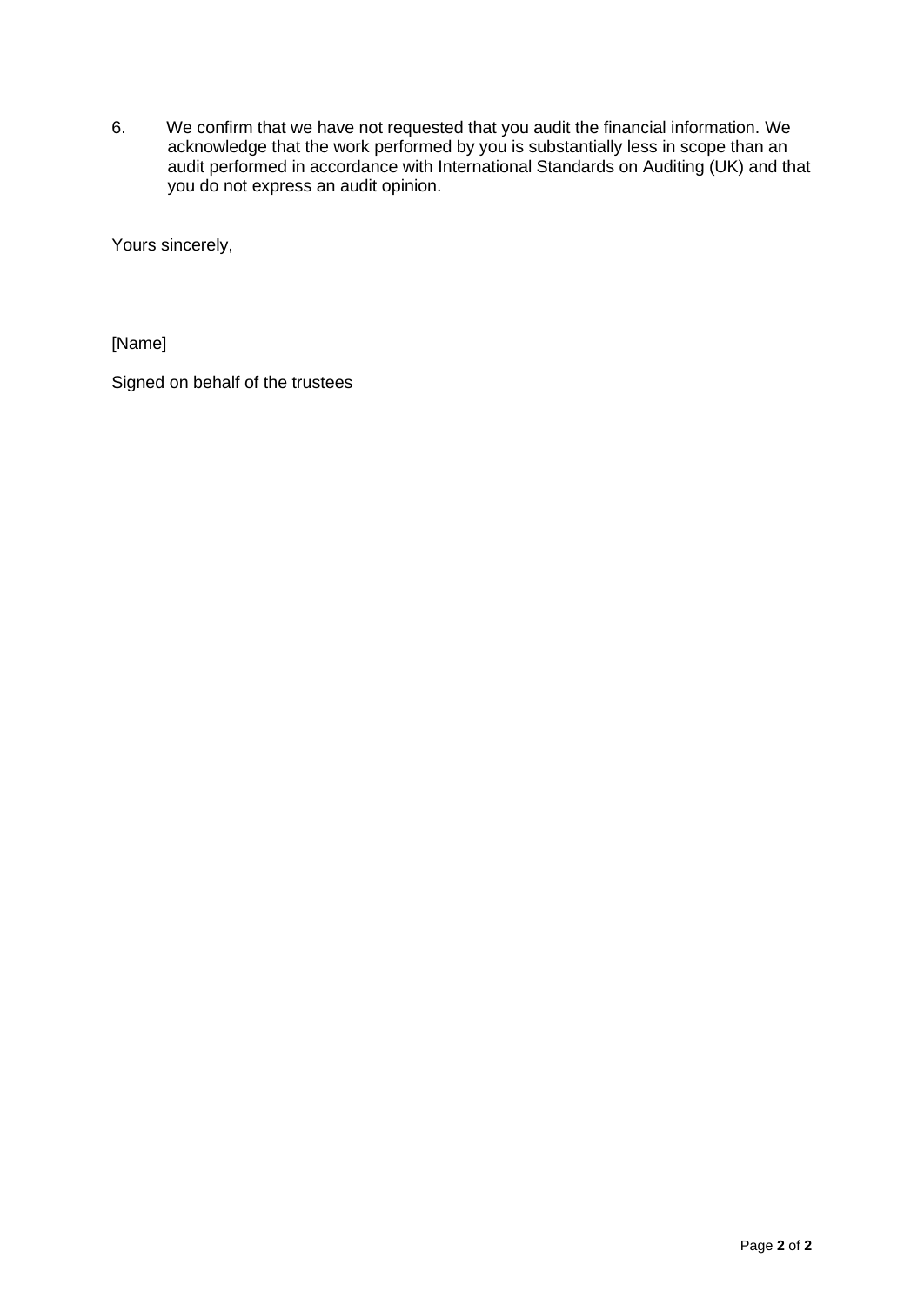6. We confirm that we have not requested that you audit the financial information. We acknowledge that the work performed by you is substantially less in scope than an audit performed in accordance with International Standards on Auditing (UK) and that you do not express an audit opinion.

Yours sincerely,

[Name]

Signed on behalf of the trustees